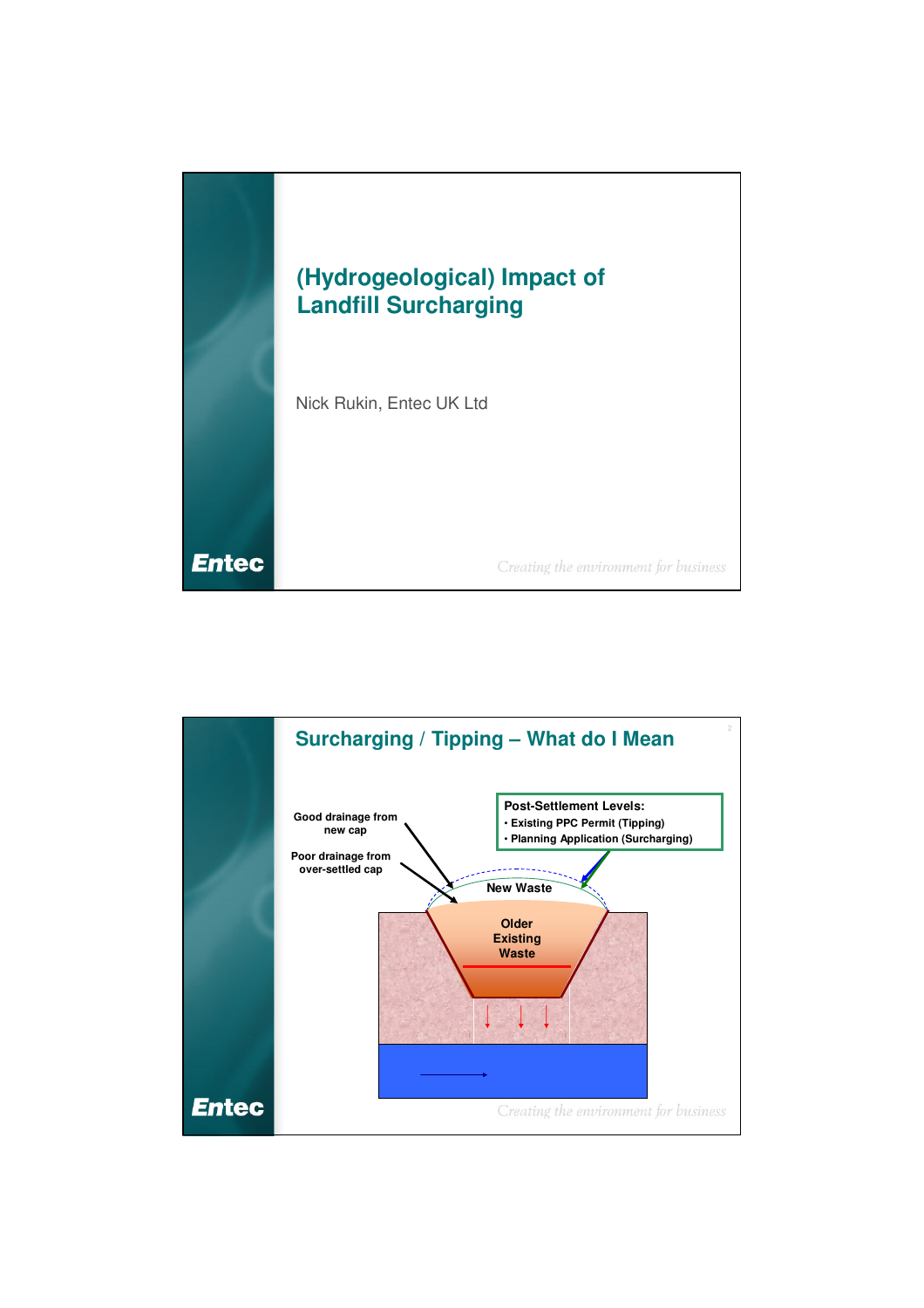# (Hydrogeological) Impact of Landfill Surcharging

Nick Rukin, Entec UK Ltd

Entec

*Creating the environment for business*

## Surcharging / Tipping – What do I Mean

Good drainage from new cap

Poor drainage from over-settled cap

**Post-Settlement Levels:**

- Existing PPC Permit (Tipping)
- Planning Application (Surcharging)

New Waste

Older Existing Waste

Entec

*Creating the environment for business*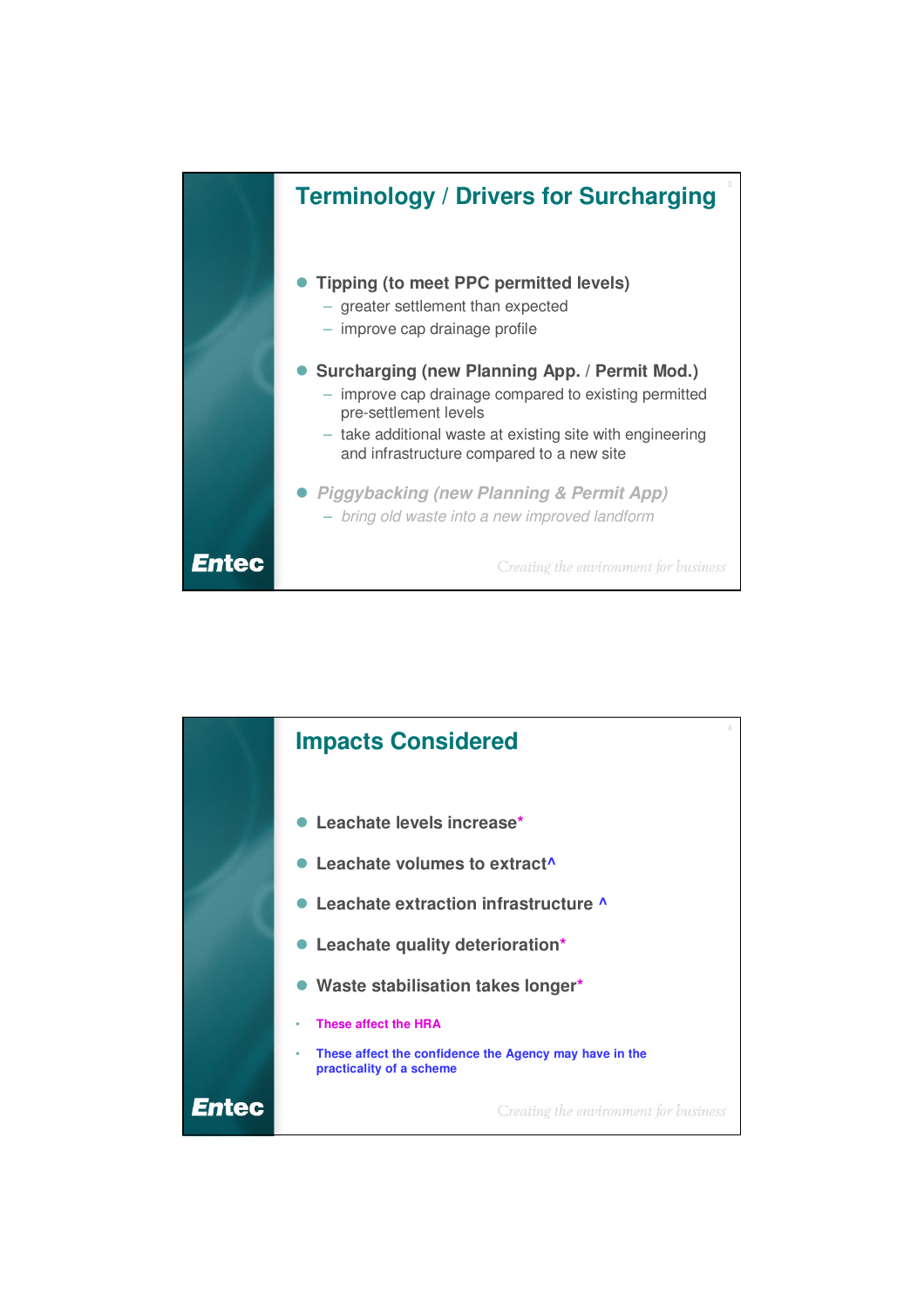## Terminology / Drivers for Surcharging

- **Tipping (to meet PPC permitted levels)**
  - greater settlement than expected
  - improve cap drainage profile
- **Surcharging (new Planning App. / Permit Mod.)**
  - improve cap drainage compared to existing permitted pre-settlement levels
  - take additional waste at existing site with engineering and infrastructure compared to a new site
- ***Piggybacking (new Planning & Permit App)***
  - *bring old waste into a new improved landform*

Entec

*Creating the environment for business*

## Impacts Considered

- **Leachate levels increase***
- **Leachate volumes to extract^**
- **Leachate extraction infrastructure ^**
- **Leachate quality deterioration***
- **Waste stabilisation takes longer***

- **These affect the HRA**
- **These affect the confidence the Agency may have in the practicality of a scheme**

Entec

*Creating the environment for business*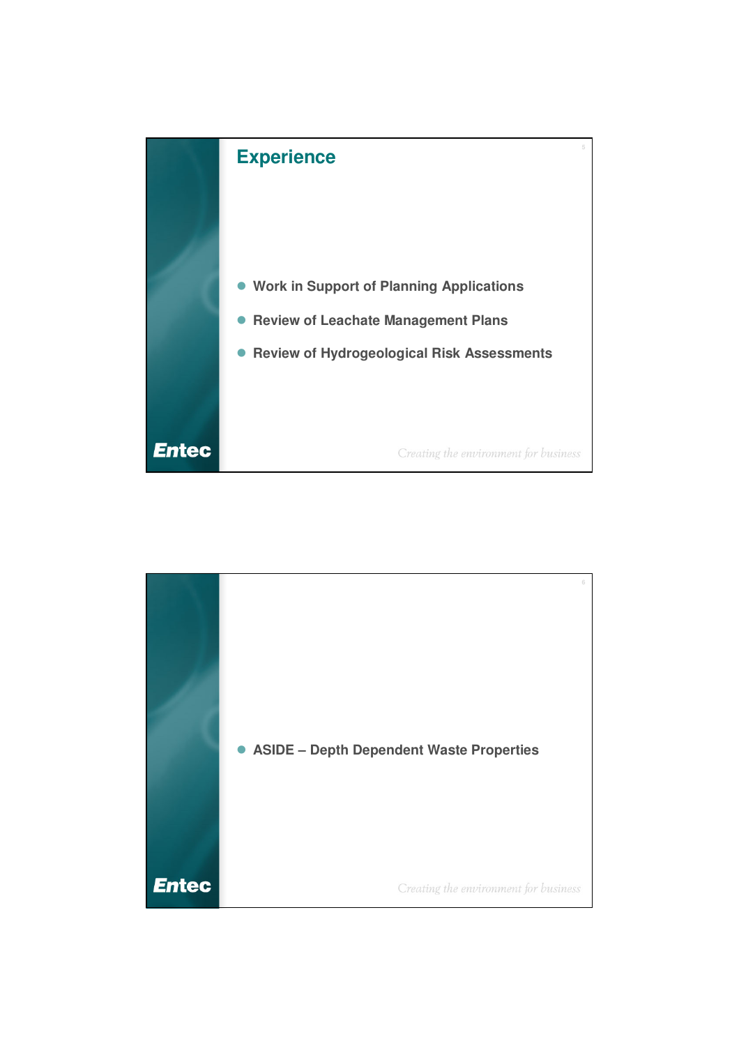## Experience

- Work in Support of Planning Applications
- Review of Leachate Management Plans
- Review of Hydrogeological Risk Assessments

---

- ASIDE – Depth Dependent Waste Properties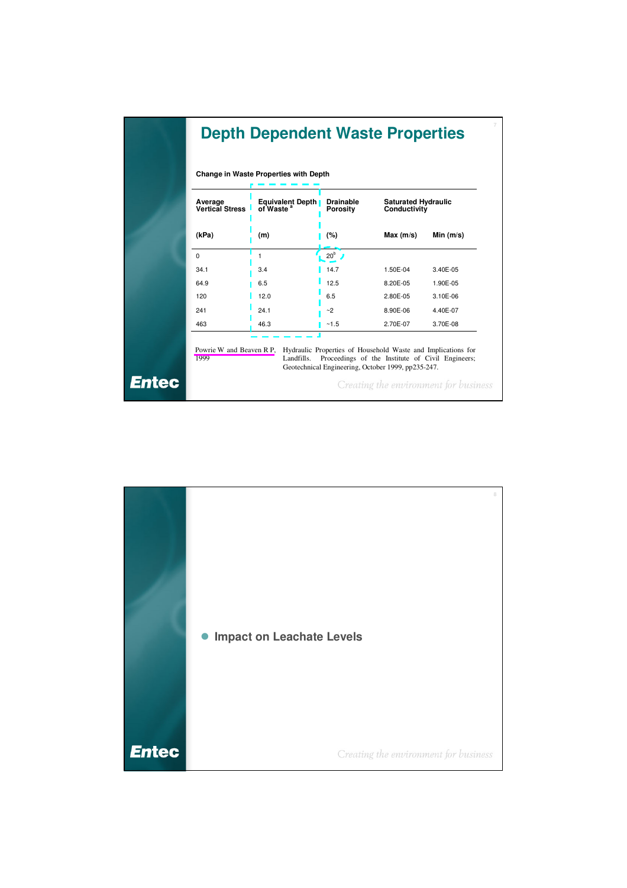# Depth Dependent Waste Properties

**Change in Waste Properties with Depth**

| Average Vertical Stress | Equivalent Depth of Waste [a] | Drainable Porosity | Saturated Hydraulic Conductivity | |
|---|---|---|---|---|
| (kPa) | (m) | (%) | Max (m/s) | Min (m/s) |
| 0 | 1 | 20[b] | | |
| 34.1 | 3.4 | 14.7 | 1.50E-04 | 3.40E-05 |
| 64.9 | 6.5 | 12.5 | 8.20E-05 | 1.90E-05 |
| 120 | 12.0 | 6.5 | 2.80E-05 | 3.10E-06 |
| 241 | 24.1 | ~2 | 8.90E-06 | 4.40E-07 |
| 463 | 46.3 | ~1.5 | 2.70E-07 | 3.70E-08 |

Powrie W and Beaven R P, 1999 — Hydraulic Properties of Household Waste and Implications for Landfills. Proceedings of the Institute of Civil Engineers; Geotechnical Engineering, October 1999, pp235-247.

Entec

*Creating the environment for business*

---

- **Impact on Leachate Levels**

Entec

*Creating the environment for business*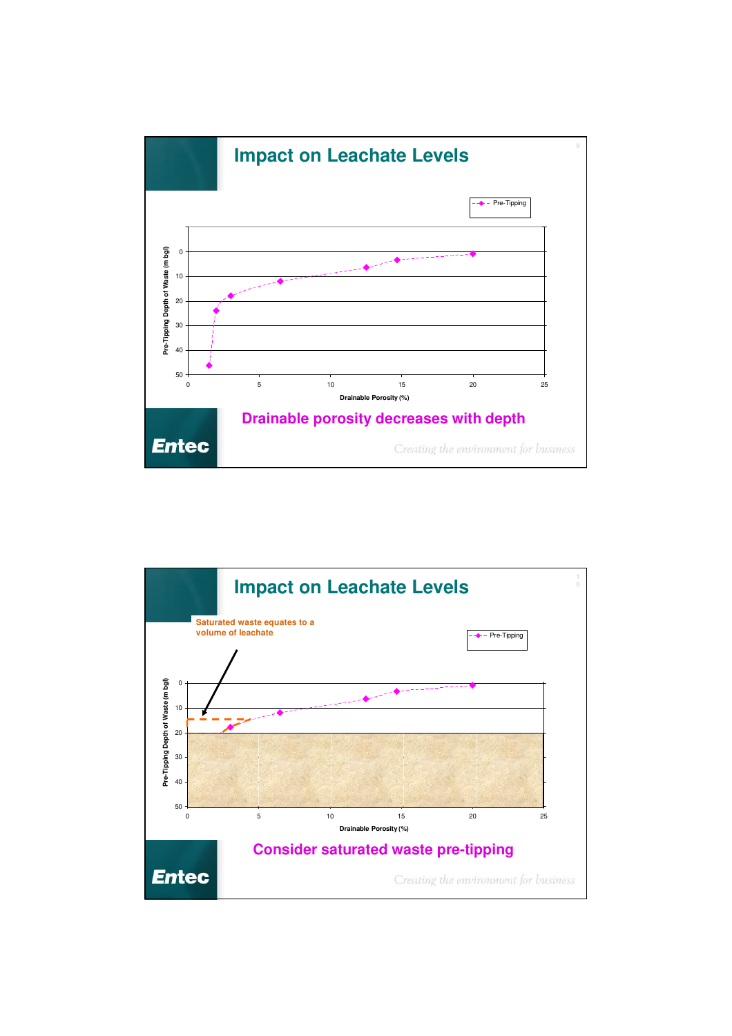# Impact on Leachate Levels

Pre-Tipping

Pre-Tipping Depth of Waste (m bgl)

Drainable Porosity (%)

**Drainable porosity decreases with depth**

*Creating the environment for business*

# Impact on Leachate Levels

Saturated waste equates to a volume of leachate

Pre-Tipping

Pre-Tipping Depth of Waste (m bgl)

Drainable Porosity (%)

**Consider saturated waste pre-tipping**

*Creating the environment for business*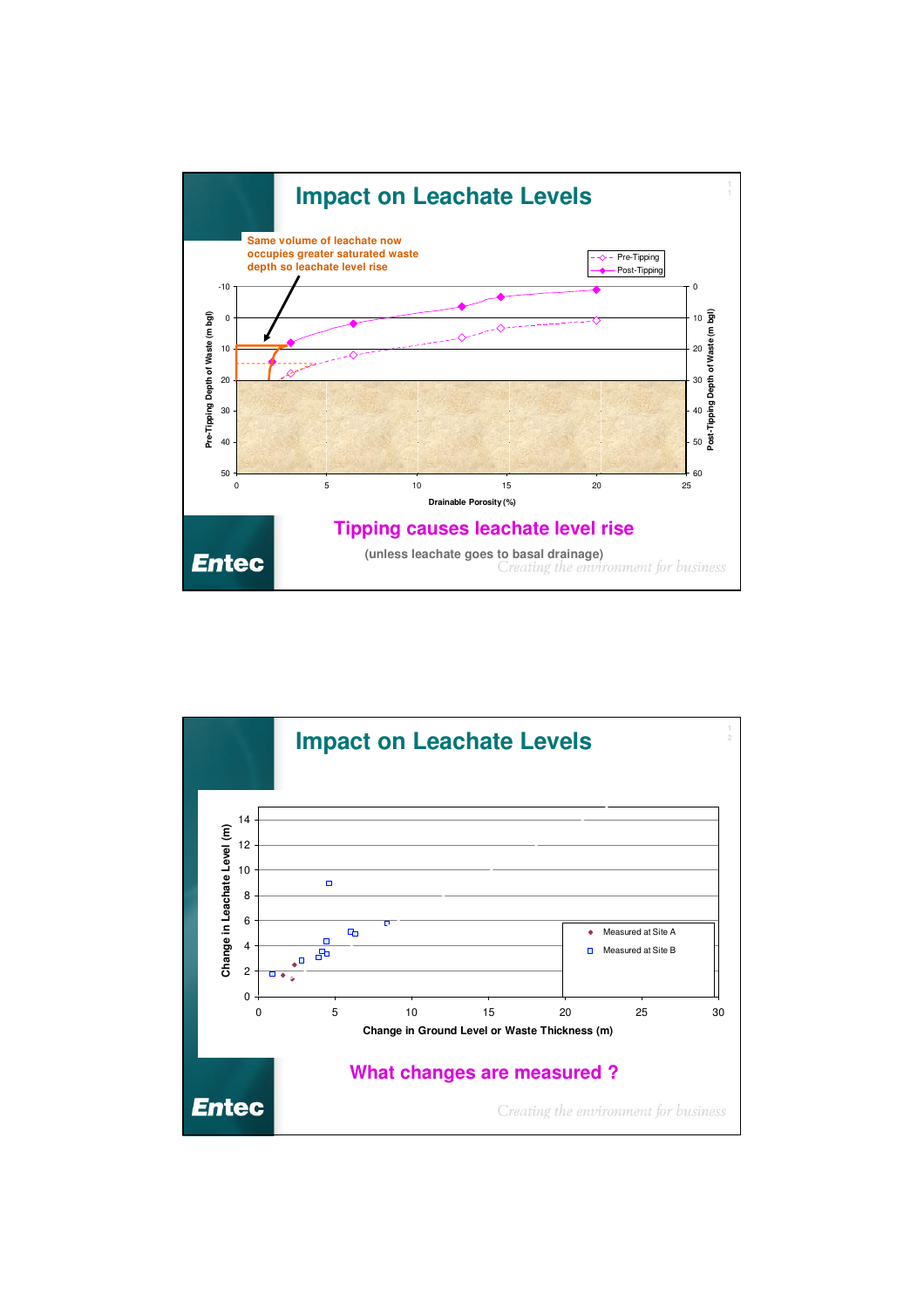# Impact on Leachate Levels

Same volume of leachate now occupies greater saturated waste depth so leachate level rise

Pre-Tipping / Post-Tipping

Pre-Tipping Depth of Waste (m bgl)

Post-Tipping Depth of Waste (m bgl)

Drainable Porosity (%)

## Tipping causes leachate level rise

(unless leachate goes to basal drainage)

*Creating the environment for business*

# Impact on Leachate Levels

Change in Leachate Level (m)

Change in Ground Level or Waste Thickness (m)

Measured at Site A

Measured at Site B

## What changes are measured ?

*Creating the environment for business*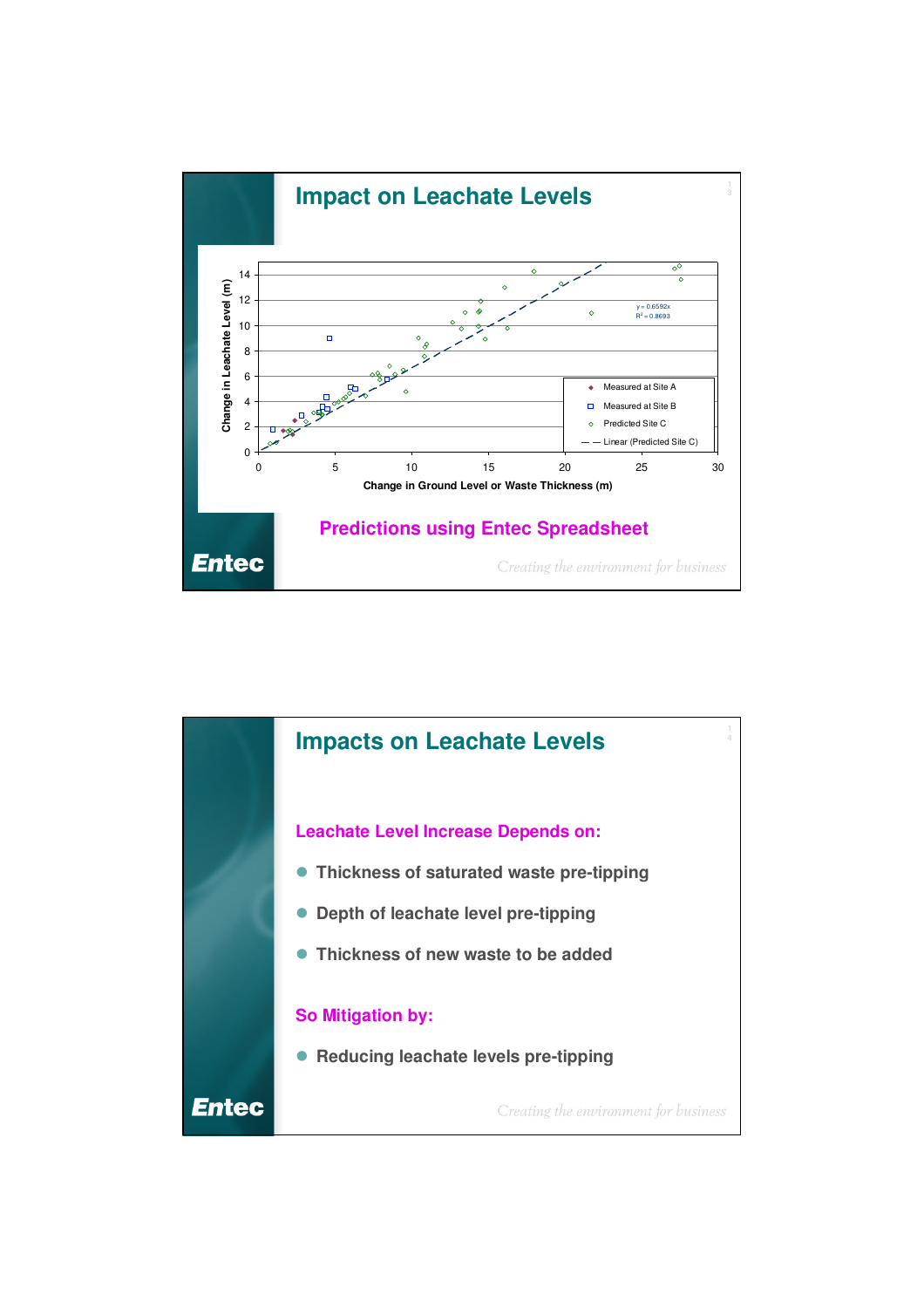## Impact on Leachate Levels

Change in Leachate Level (m) vs. Change in Ground Level or Waste Thickness (m)

- Measured at Site A
- Measured at Site B
- Predicted Site C
- Linear (Predicted Site C)

$y = 0.6592x$
$R^2 = 0.8693$

**Predictions using Entec Spreadsheet**

Entec

*Creating the environment for business*

## Impacts on Leachate Levels

**Leachate Level Increase Depends on:**

- Thickness of saturated waste pre-tipping
- Depth of leachate level pre-tipping
- Thickness of new waste to be added

**So Mitigation by:**

- Reducing leachate levels pre-tipping

Entec

*Creating the environment for business*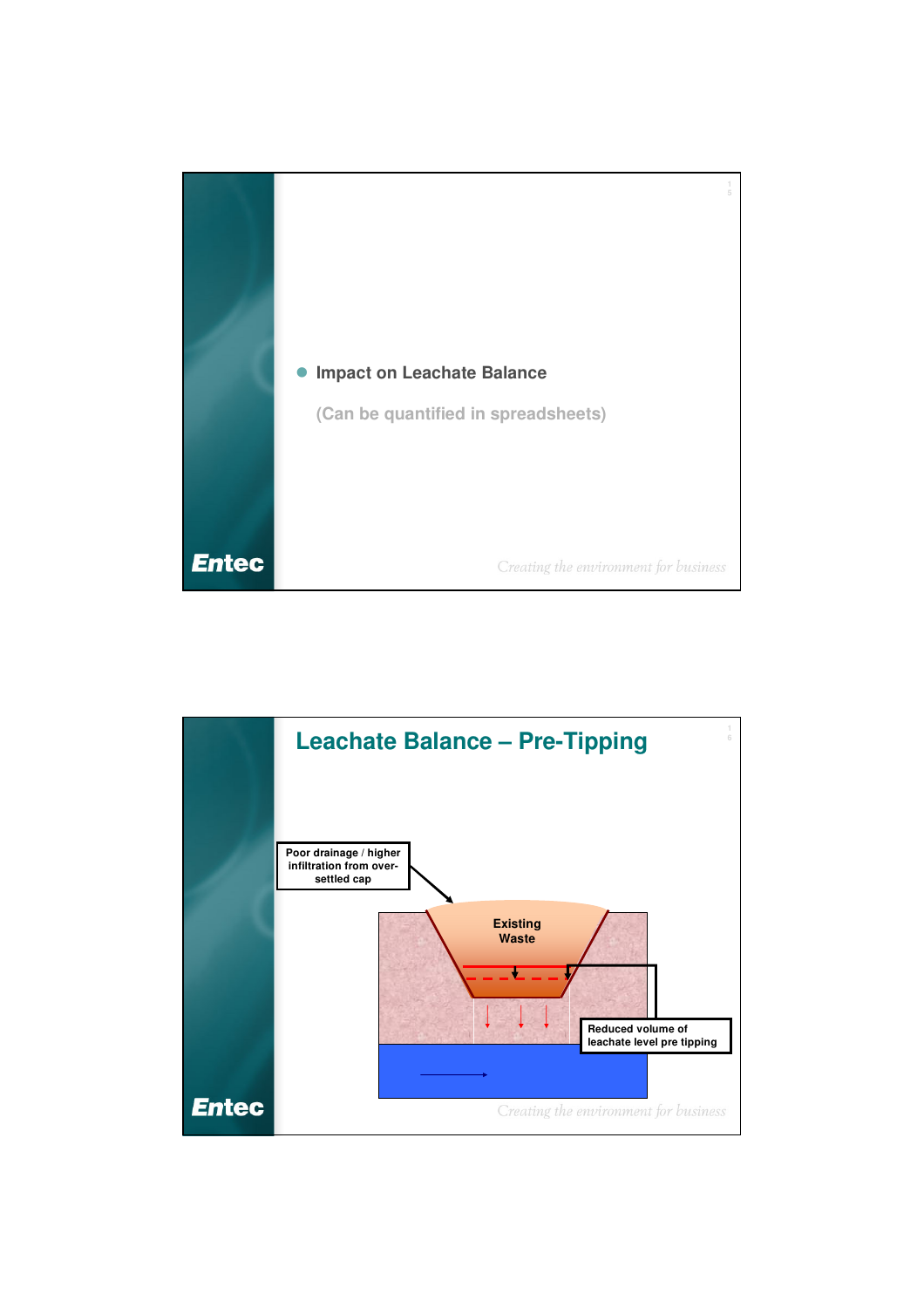- Impact on Leachate Balance

  (Can be quantified in spreadsheets)

## Leachate Balance – Pre-Tipping

Poor drainage / higher infiltration from over-settled cap

Existing Waste

Reduced volume of leachate level pre tipping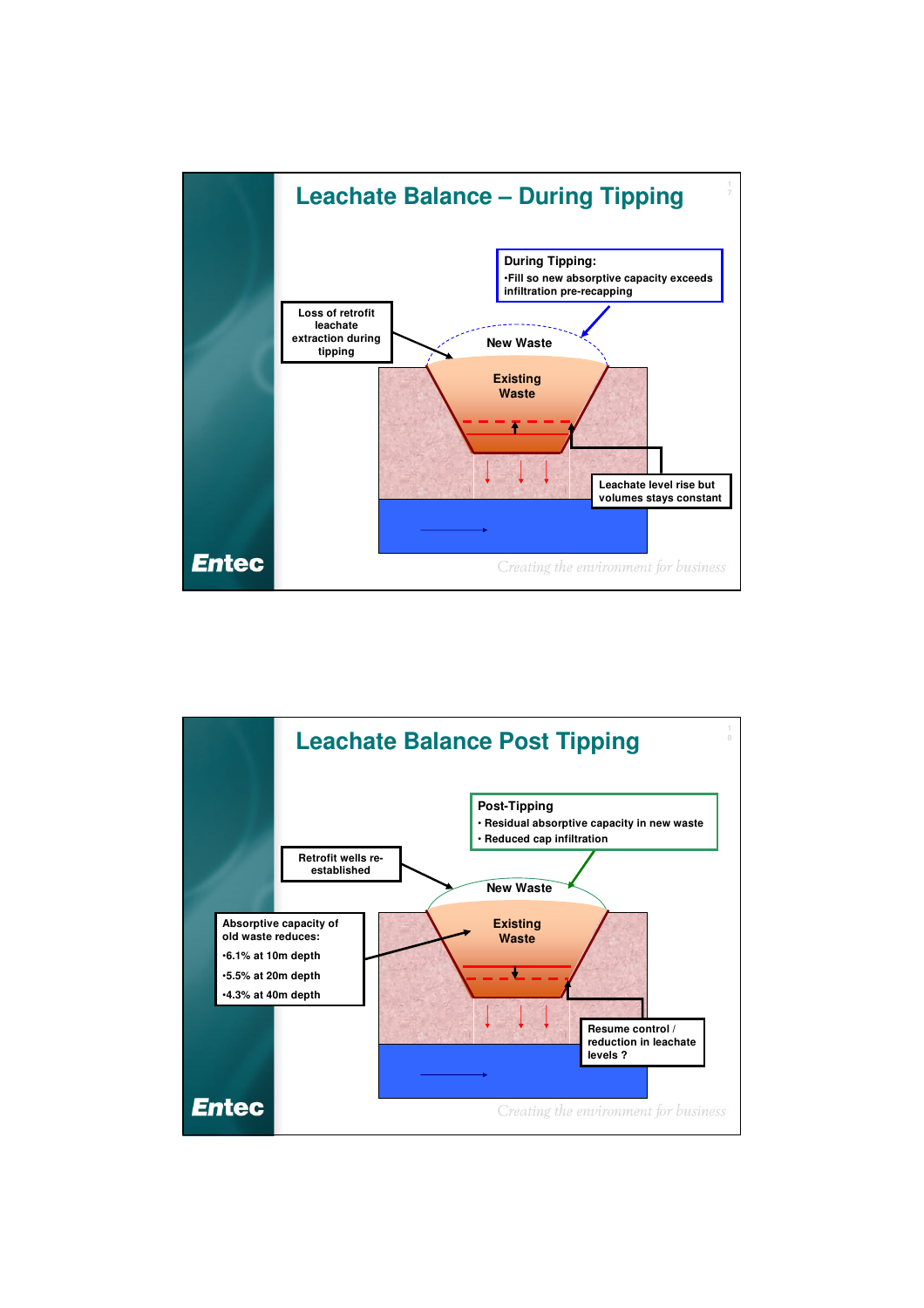# Leachate Balance – During Tipping

**During Tipping:**

- Fill so new absorptive capacity exceeds infiltration pre-recapping

Loss of retrofit leachate extraction during tipping

New Waste

Existing Waste

Leachate level rise but volumes stays constant

*Creating the environment for business*

# Leachate Balance Post Tipping

**Post-Tipping**

- Residual absorptive capacity in new waste
- Reduced cap infiltration

Retrofit wells re-established

Absorptive capacity of old waste reduces:

- 6.1% at 10m depth
- 5.5% at 20m depth
- 4.3% at 40m depth

New Waste

Existing Waste

Resume control / reduction in leachate levels ?

*Creating the environment for business*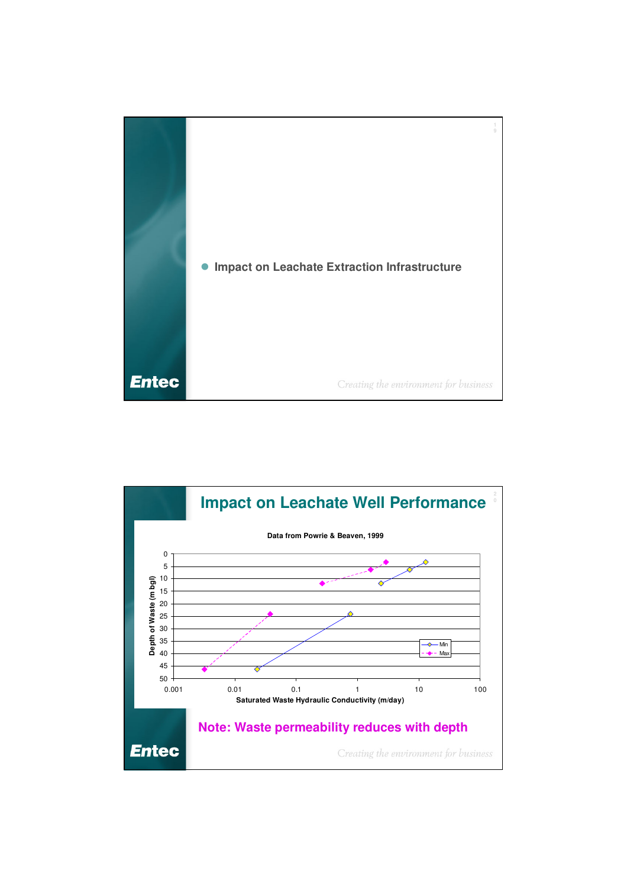- Impact on Leachate Extraction Infrastructure

## Impact on Leachate Well Performance

Data from Powrie & Beaven, 1999

Depth of Waste (m bgl)

Saturated Waste Hydraulic Conductivity (m/day)

Min

Max

**Note: Waste permeability reduces with depth**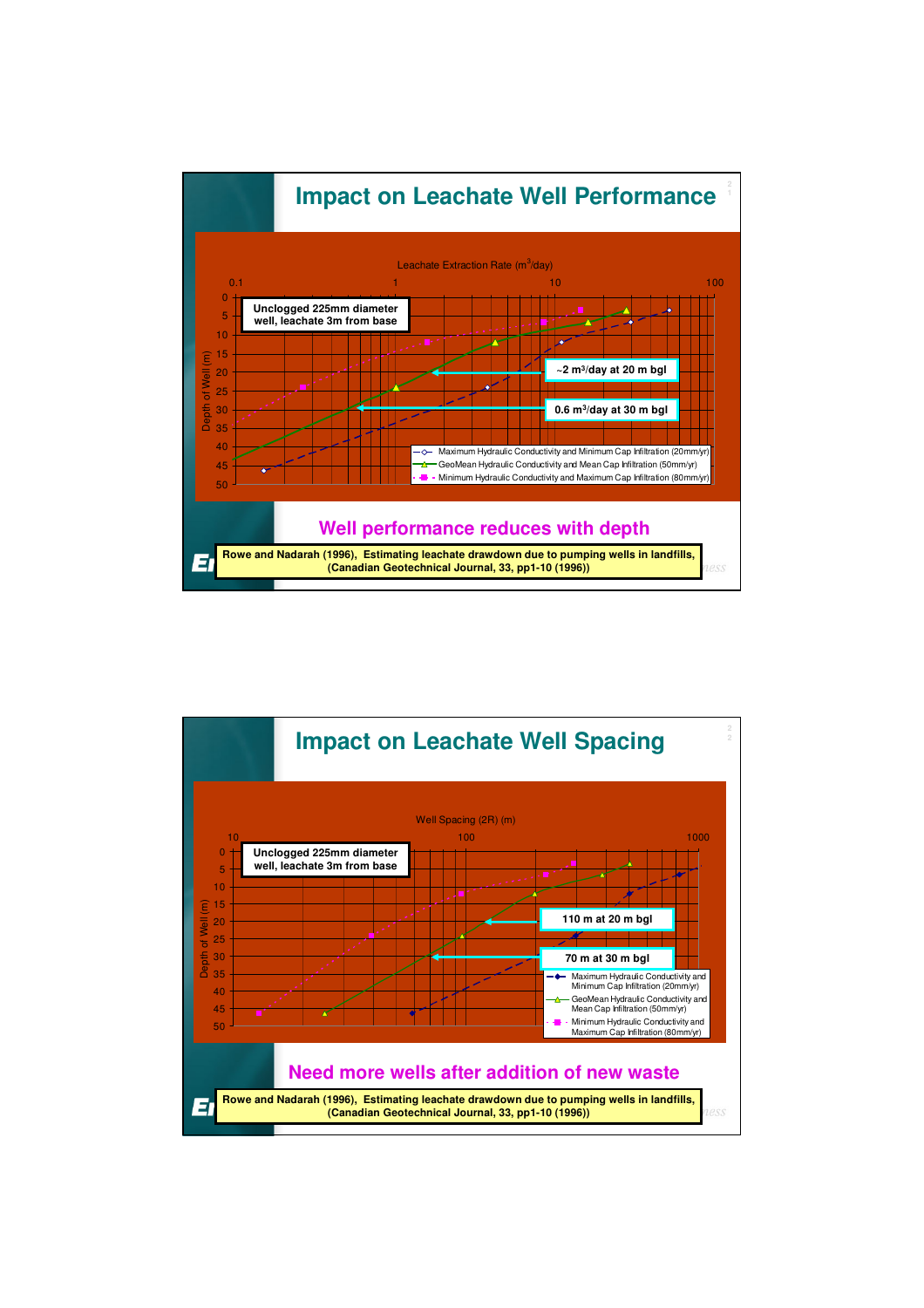# Impact on Leachate Well Performance

Leachate Extraction Rate ($m^3$/day)

Unclogged 225mm diameter well, leachate 3m from base

~2 $m^3$/day at 20 m bgl

0.6 $m^3$/day at 30 m bgl

- Maximum Hydraulic Conductivity and Minimum Cap Infiltration (20mm/yr)
- GeoMean Hydraulic Conductivity and Mean Cap Infiltration (50mm/yr)
- Minimum Hydraulic Conductivity and Maximum Cap Infiltration (80mm/yr)

Depth of Well (m)

## Well performance reduces with depth

**Rowe and Nadarah (1996), Estimating leachate drawdown due to pumping wells in landfills, (Canadian Geotechnical Journal, 33, pp1-10 (1996))**

# Impact on Leachate Well Spacing

Well Spacing (2R) (m)

Unclogged 225mm diameter well, leachate 3m from base

110 m at 20 m bgl

70 m at 30 m bgl

- Maximum Hydraulic Conductivity and Minimum Cap Infiltration (20mm/yr)
- GeoMean Hydraulic Conductivity and Mean Cap Infiltration (50mm/yr)
- Minimum Hydraulic Conductivity and Maximum Cap Infiltration (80mm/yr)

Depth of Well (m)

## Need more wells after addition of new waste

**Rowe and Nadarah (1996), Estimating leachate drawdown due to pumping wells in landfills, (Canadian Geotechnical Journal, 33, pp1-10 (1996))**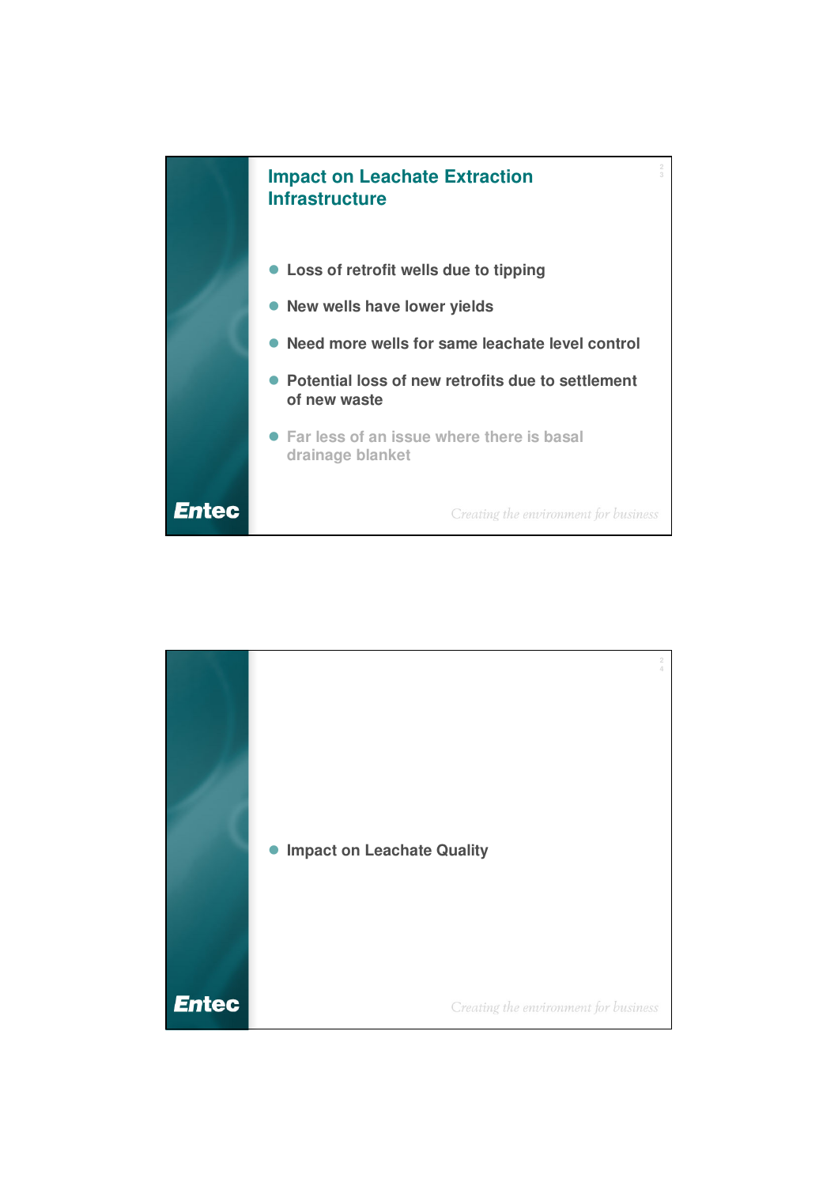## Impact on Leachate Extraction Infrastructure

- Loss of retrofit wells due to tipping
- New wells have lower yields
- Need more wells for same leachate level control
- Potential loss of new retrofits due to settlement of new waste
- Far less of an issue where there is basal drainage blanket

---

- Impact on Leachate Quality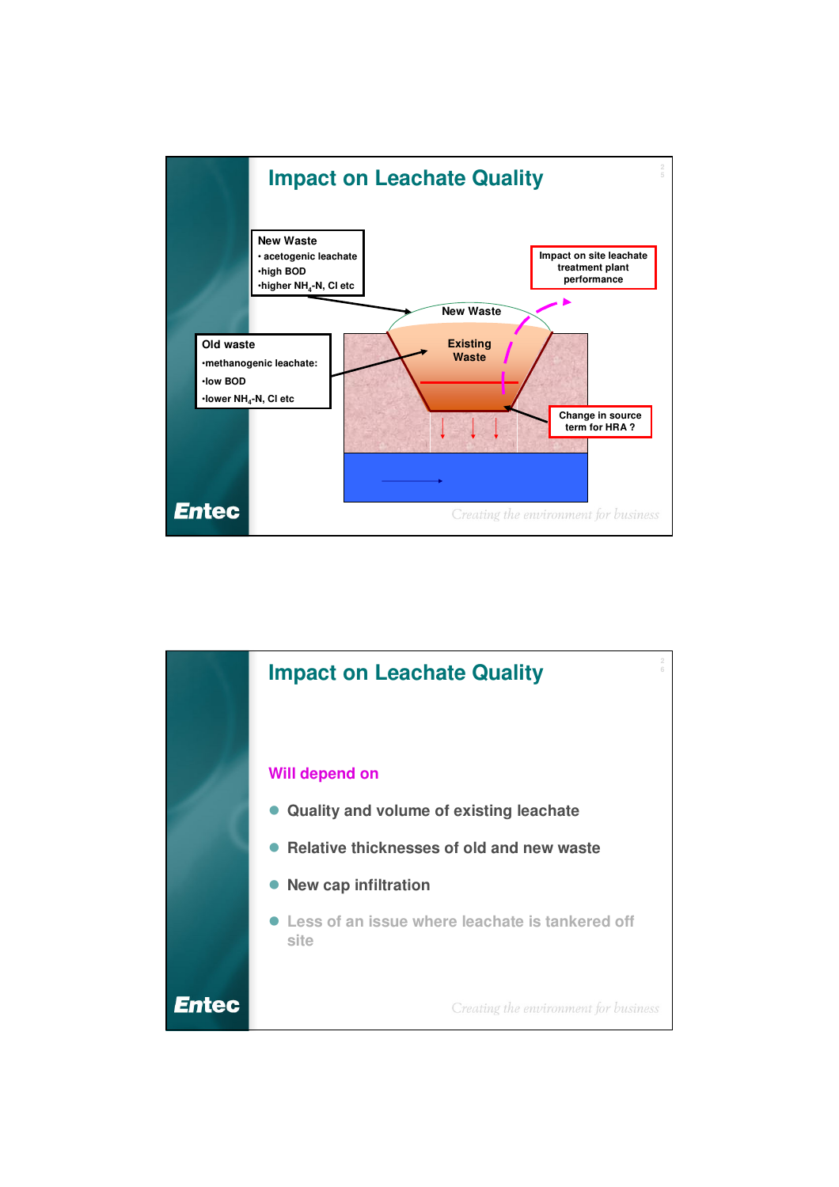## Impact on Leachate Quality

**New Waste**

- acetogenic leachate
- high BOD
- higher $NH_4$-N, Cl etc

**Old waste**

- methanogenic leachate:
- low BOD
- lower $NH_4$-N, Cl etc

New Waste

Existing Waste

Impact on site leachate treatment plant performance

Change in source term for HRA ?

## Impact on Leachate Quality

**Will depend on**

- Quality and volume of existing leachate
- Relative thicknesses of old and new waste
- New cap infiltration
- Less of an issue where leachate is tankered off site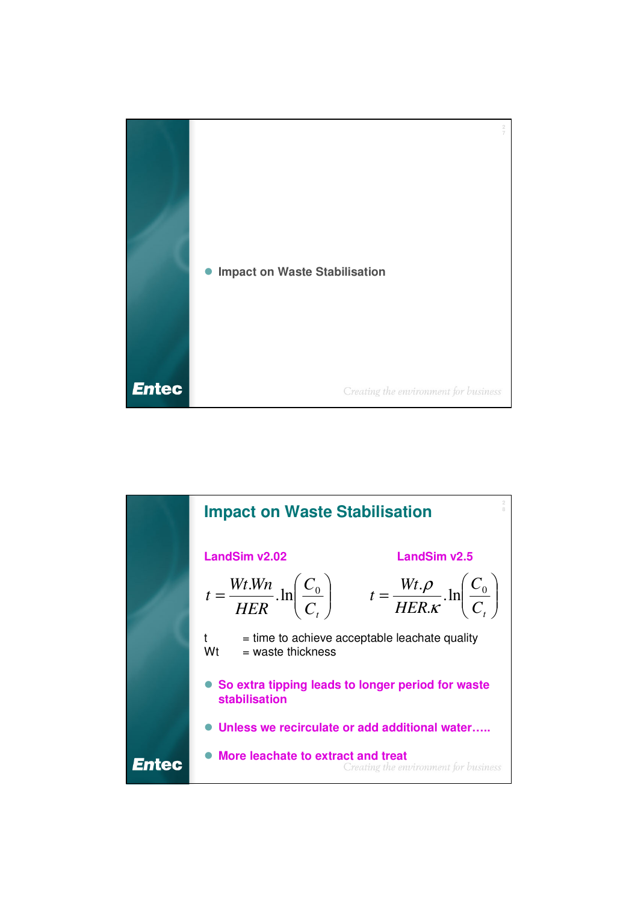- Impact on Waste Stabilisation

## Impact on Waste Stabilisation

**LandSim v2.02**

$$t = \frac{Wt.Wn}{HER}.\ln\left(\frac{C_0}{C_t}\right)$$

**LandSim v2.5**

$$t = \frac{Wt.\rho}{HER.\kappa}.\ln\left(\frac{C_0}{C_t}\right)$$

t = time to achieve acceptable leachate quality
Wt = waste thickness

- **So extra tipping leads to longer period for waste stabilisation**
- **Unless we recirculate or add additional water…..**
- **More leachate to extract and treat**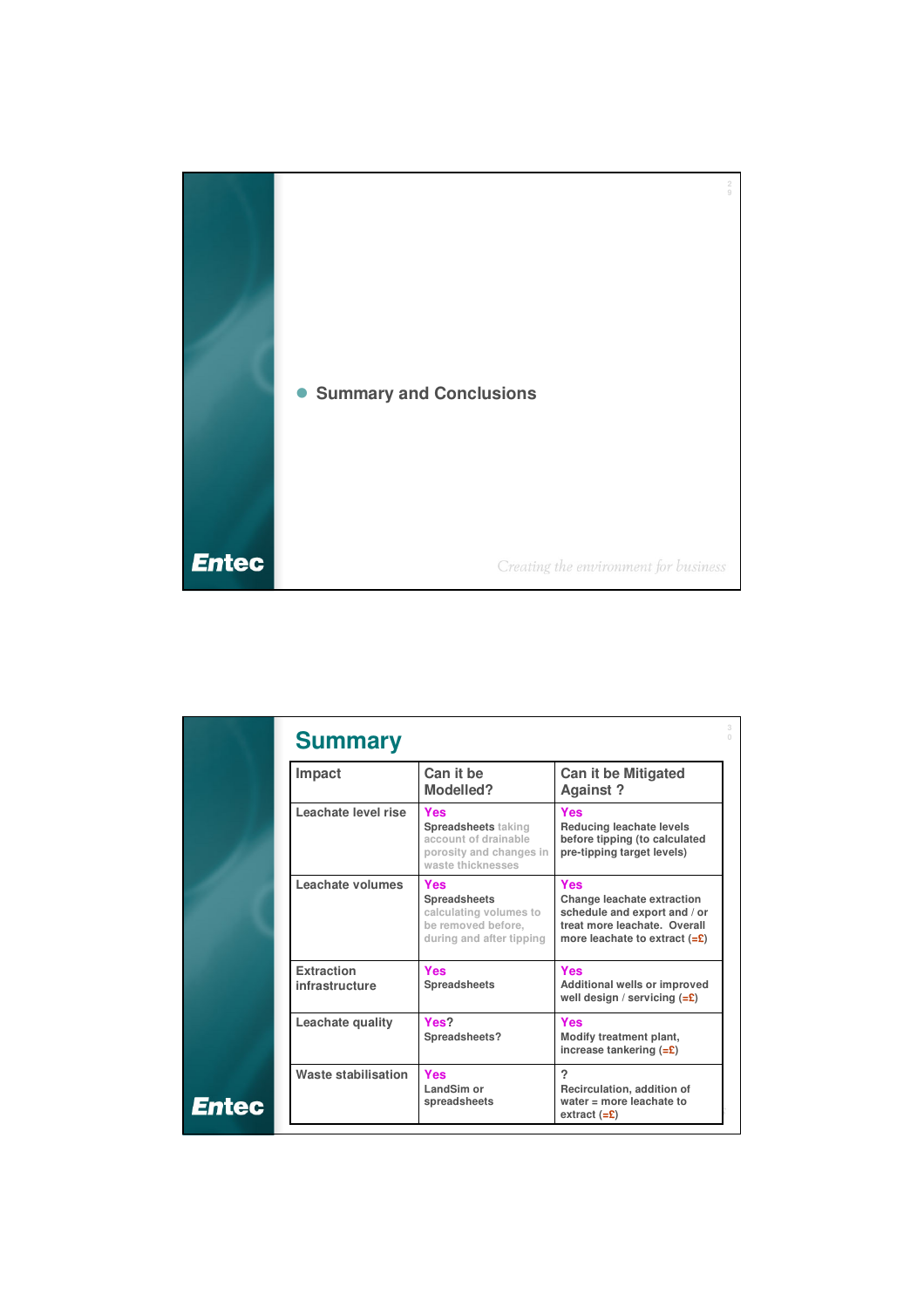- Summary and Conclusions

*Creating the environment for business*

## Summary

| Impact | Can it be Modelled? | Can it be Mitigated Against ? |
|---|---|---|
| Leachate level rise | Yes<br>Spreadsheets taking account of drainable porosity and changes in waste thicknesses | Yes<br>Reducing leachate levels before tipping (to calculated pre-tipping target levels) |
| Leachate volumes | Yes<br>Spreadsheets calculating volumes to be removed before, during and after tipping | Yes<br>Change leachate extraction schedule and export and / or treat more leachate. Overall more leachate to extract (=£) |
| Extraction infrastructure | Yes<br>Spreadsheets | Yes<br>Additional wells or improved well design / servicing (=£) |
| Leachate quality | Yes?<br>Spreadsheets? | Yes<br>Modify treatment plant, increase tankering (=£) |
| Waste stabilisation | Yes<br>LandSim or spreadsheets | ?<br>Recirculation, addition of water = more leachate to extract (=£) |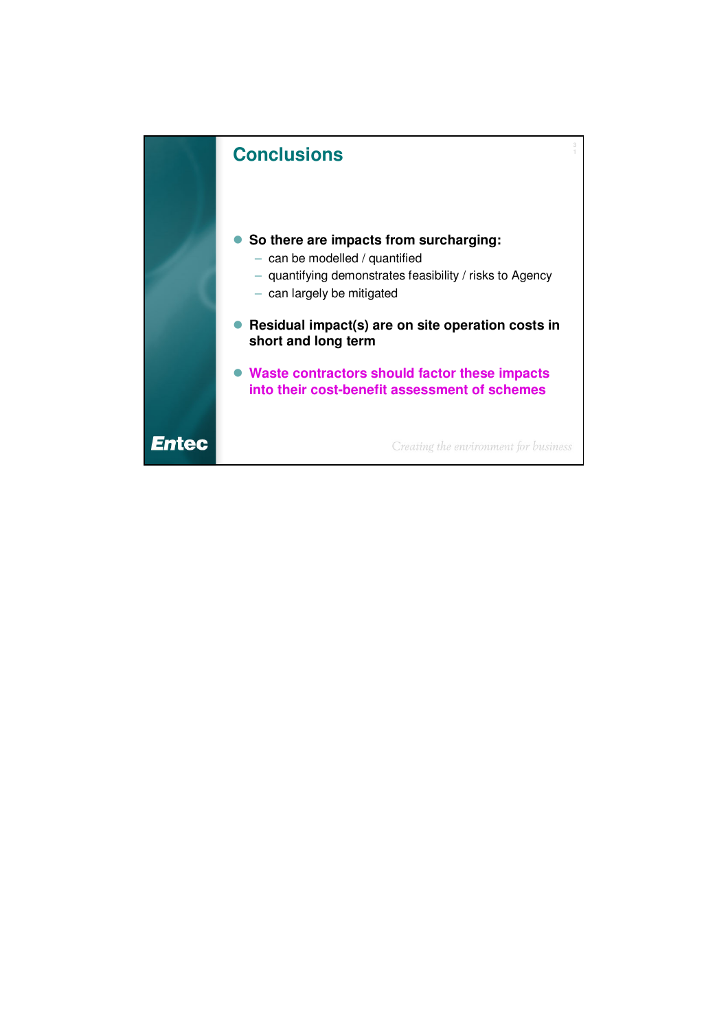## Conclusions

- **So there are impacts from surcharging:**
  - can be modelled / quantified
  - quantifying demonstrates feasibility / risks to Agency
  - can largely be mitigated
- **Residual impact(s) are on site operation costs in short and long term**
- **Waste contractors should factor these impacts into their cost-benefit assessment of schemes**

Entec

*Creating the environment for business*